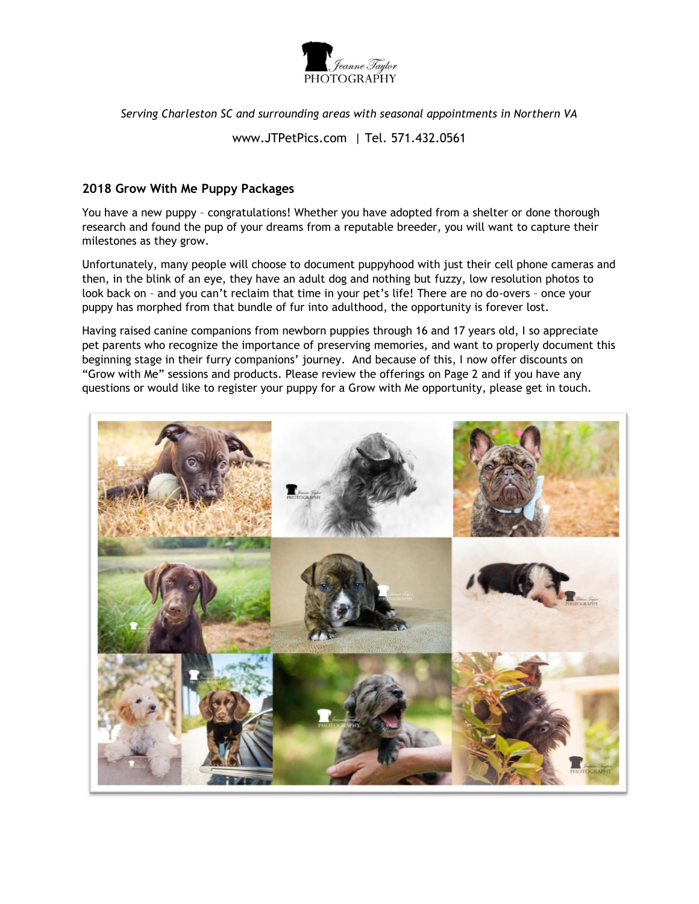Jeanne Taylor PHOTOGRAPHY

*Serving Charleston SC and surrounding areas with seasonal appointments in Northern VA*

www.JTPetPics.com | Tel. 571.432.0561

## 2018 Grow With Me Puppy Packages

You have a new puppy – congratulations! Whether you have adopted from a shelter or done thorough research and found the pup of your dreams from a reputable breeder, you will want to capture their milestones as they grow.

Unfortunately, many people will choose to document puppyhood with just their cell phone cameras and then, in the blink of an eye, they have an adult dog and nothing but fuzzy, low resolution photos to look back on – and you can't reclaim that time in your pet's life! There are no do-overs – once your puppy has morphed from that bundle of fur into adulthood, the opportunity is forever lost.

Having raised canine companions from newborn puppies through 16 and 17 years old, I so appreciate pet parents who recognize the importance of preserving memories, and want to properly document this beginning stage in their furry companions' journey. And because of this, I now offer discounts on "Grow with Me" sessions and products. Please review the offerings on Page 2 and if you have any questions or would like to register your puppy for a Grow with Me opportunity, please get in touch.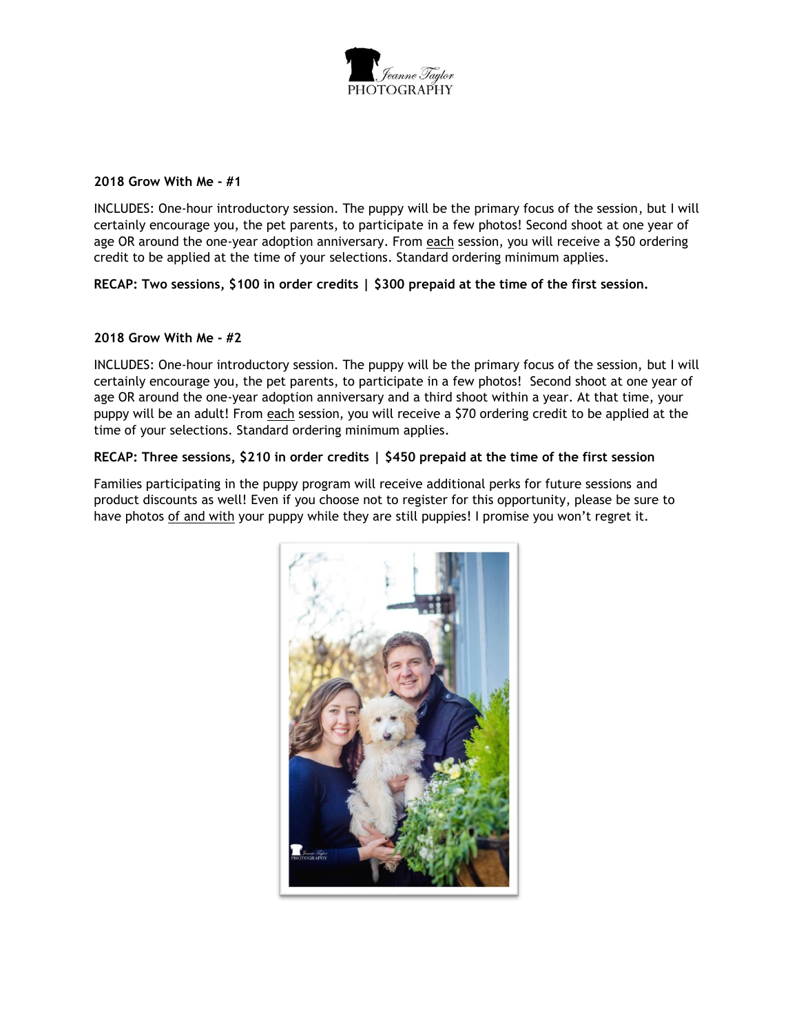**2018 Grow With Me - #1**

INCLUDES: One-hour introductory session. The puppy will be the primary focus of the session, but I will certainly encourage you, the pet parents, to participate in a few photos! Second shoot at one year of age OR around the one-year adoption anniversary. From each session, you will receive a $50 ordering credit to be applied at the time of your selections. Standard ordering minimum applies.

**RECAP: Two sessions, $100 in order credits | $300 prepaid at the time of the first session.**

**2018 Grow With Me - #2**

INCLUDES: One-hour introductory session. The puppy will be the primary focus of the session, but I will certainly encourage you, the pet parents, to participate in a few photos! Second shoot at one year of age OR around the one-year adoption anniversary and a third shoot within a year. At that time, your puppy will be an adult! From each session, you will receive a $70 ordering credit to be applied at the time of your selections. Standard ordering minimum applies.

**RECAP: Three sessions, $210 in order credits | $450 prepaid at the time of the first session**

Families participating in the puppy program will receive additional perks for future sessions and product discounts as well! Even if you choose not to register for this opportunity, please be sure to have photos of and with your puppy while they are still puppies! I promise you won't regret it.